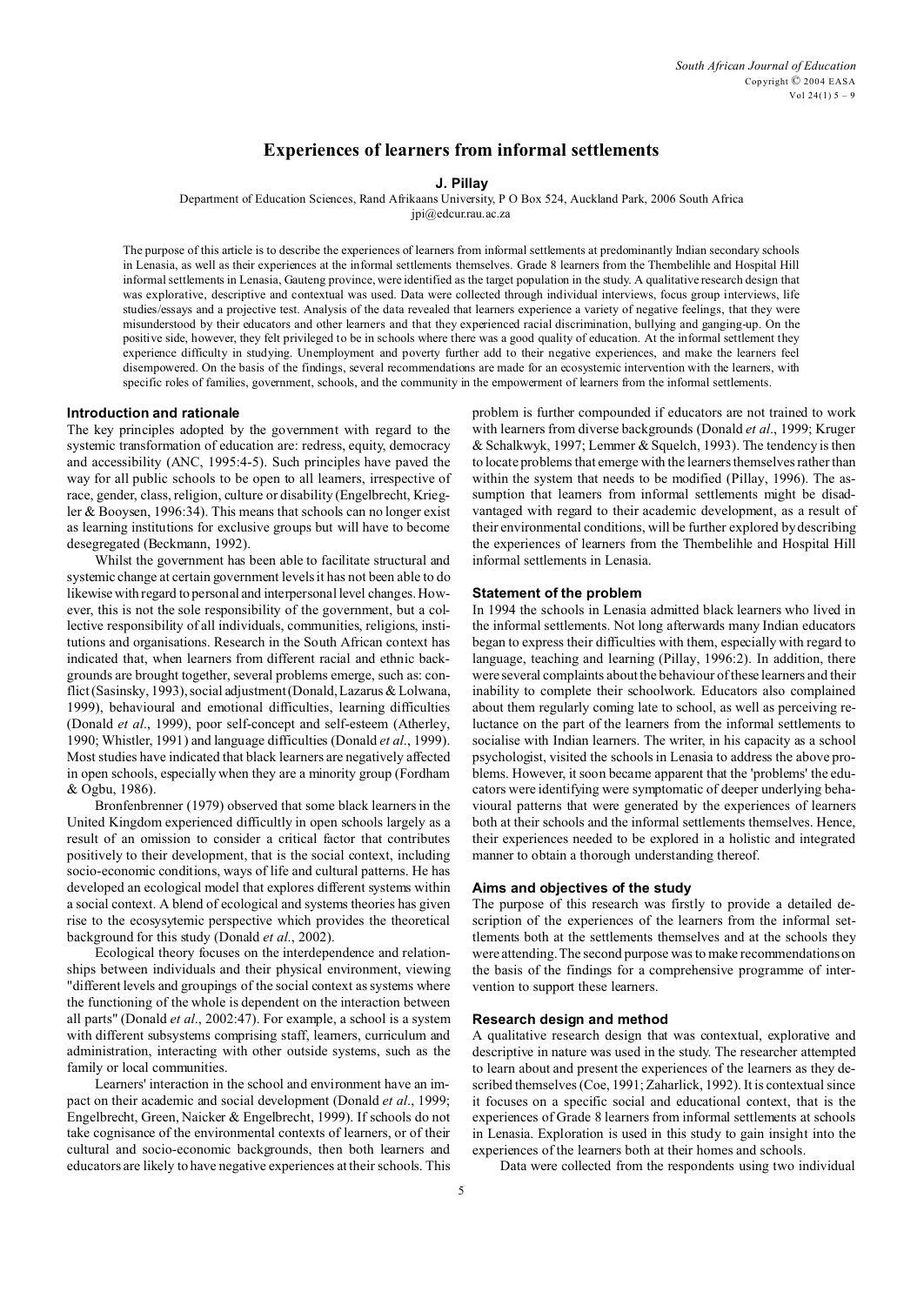# Experiences of learners from informal settlements

**J. Pillay**

Department of Education Sciences, Rand Afrikaans University, P O Box 524, Auckland Park, 2006 South Africa
jpi@edcur.rau.ac.za

The purpose of this article is to describe the experiences of learners from informal settlements at predominantly Indian secondary schools in Lenasia, as well as their experiences at the informal settlements themselves. Grade 8 learners from the Thembelihle and Hospital Hill informal settlements in Lenasia, Gauteng province, were identified as the target population in the study. A qualitative research design that was explorative, descriptive and contextual was used. Data were collected through individual interviews, focus group interviews, life studies/essays and a projective test. Analysis of the data revealed that learners experience a variety of negative feelings, that they were misunderstood by their educators and other learners and that they experienced racial discrimination, bullying and ganging-up. On the positive side, however, they felt privileged to be in schools where there was a good quality of education. At the informal settlement they experience difficulty in studying. Unemployment and poverty further add to their negative experiences, and make the learners feel disempowered. On the basis of the findings, several recommendations are made for an ecosystemic intervention with the learners, with specific roles of families, government, schools, and the community in the empowerment of learners from the informal settlements.

## Introduction and rationale

The key principles adopted by the government with regard to the systemic transformation of education are: redress, equity, democracy and accessibility (ANC, 1995:4-5). Such principles have paved the way for all public schools to be open to all learners, irrespective of race, gender, class, religion, culture or disability (Engelbrecht, Kriegler & Booysen, 1996:34). This means that schools can no longer exist as learning institutions for exclusive groups but will have to become desegregated (Beckmann, 1992).

Whilst the government has been able to facilitate structural and systemic change at certain government levels it has not been able to do likewise with regard to personal and interpersonal level changes. However, this is not the sole responsibility of the government, but a collective responsibility of all individuals, communities, religions, institutions and organisations. Research in the South African context has indicated that, when learners from different racial and ethnic backgrounds are brought together, several problems emerge, such as: conflict (Sasinsky, 1993), social adjustment (Donald, Lazarus & Lolwana, 1999), behavioural and emotional difficulties, learning difficulties (Donald *et al*., 1999), poor self-concept and self-esteem (Atherley, 1990; Whistler, 1991) and language difficulties (Donald *et al*., 1999). Most studies have indicated that black learners are negatively affected in open schools, especially when they are a minority group (Fordham & Ogbu, 1986).

Bronfenbrenner (1979) observed that some black learners in the United Kingdom experienced difficultly in open schools largely as a result of an omission to consider a critical factor that contributes positively to their development, that is the social context, including socio-economic conditions, ways of life and cultural patterns. He has developed an ecological model that explores different systems within a social context. A blend of ecological and systems theories has given rise to the ecosysytemic perspective which provides the theoretical background for this study (Donald *et al*., 2002).

Ecological theory focuses on the interdependence and relationships between individuals and their physical environment, viewing "different levels and groupings of the social context as systems where the functioning of the whole is dependent on the interaction between all parts" (Donald *et al*., 2002:47). For example, a school is a system with different subsystems comprising staff, learners, curriculum and administration, interacting with other outside systems, such as the family or local communities.

Learners' interaction in the school and environment have an impact on their academic and social development (Donald *et al*., 1999; Engelbrecht, Green, Naicker & Engelbrecht, 1999). If schools do not take cognisance of the environmental contexts of learners, or of their cultural and socio-economic backgrounds, then both learners and educators are likely to have negative experiences at their schools. This problem is further compounded if educators are not trained to work with learners from diverse backgrounds (Donald *et al*., 1999; Kruger & Schalkwyk, 1997; Lemmer & Squelch, 1993). The tendency is then to locate problems that emerge with the learners themselves rather than within the system that needs to be modified (Pillay, 1996). The assumption that learners from informal settlements might be disadvantaged with regard to their academic development, as a result of their environmental conditions, will be further explored by describing the experiences of learners from the Thembelihle and Hospital Hill informal settlements in Lenasia.

## Statement of the problem

In 1994 the schools in Lenasia admitted black learners who lived in the informal settlements. Not long afterwards many Indian educators began to express their difficulties with them, especially with regard to language, teaching and learning (Pillay, 1996:2). In addition, there were several complaints about the behaviour of these learners and their inability to complete their schoolwork. Educators also complained about them regularly coming late to school, as well as perceiving reluctance on the part of the learners from the informal settlements to socialise with Indian learners. The writer, in his capacity as a school psychologist, visited the schools in Lenasia to address the above problems. However, it soon became apparent that the 'problems' the educators were identifying were symptomatic of deeper underlying behavioural patterns that were generated by the experiences of learners both at their schools and the informal settlements themselves. Hence, their experiences needed to be explored in a holistic and integrated manner to obtain a thorough understanding thereof.

## Aims and objectives of the study

The purpose of this research was firstly to provide a detailed description of the experiences of the learners from the informal settlements both at the settlements themselves and at the schools they were attending. The second purpose was to make recommendations on the basis of the findings for a comprehensive programme of intervention to support these learners.

## Research design and method

A qualitative research design that was contextual, explorative and descriptive in nature was used in the study. The researcher attempted to learn about and present the experiences of the learners as they described themselves (Coe, 1991; Zaharlick, 1992). It is contextual since it focuses on a specific social and educational context, that is the experiences of Grade 8 learners from informal settlements at schools in Lenasia. Exploration is used in this study to gain insight into the experiences of the learners both at their homes and schools.

Data were collected from the respondents using two individual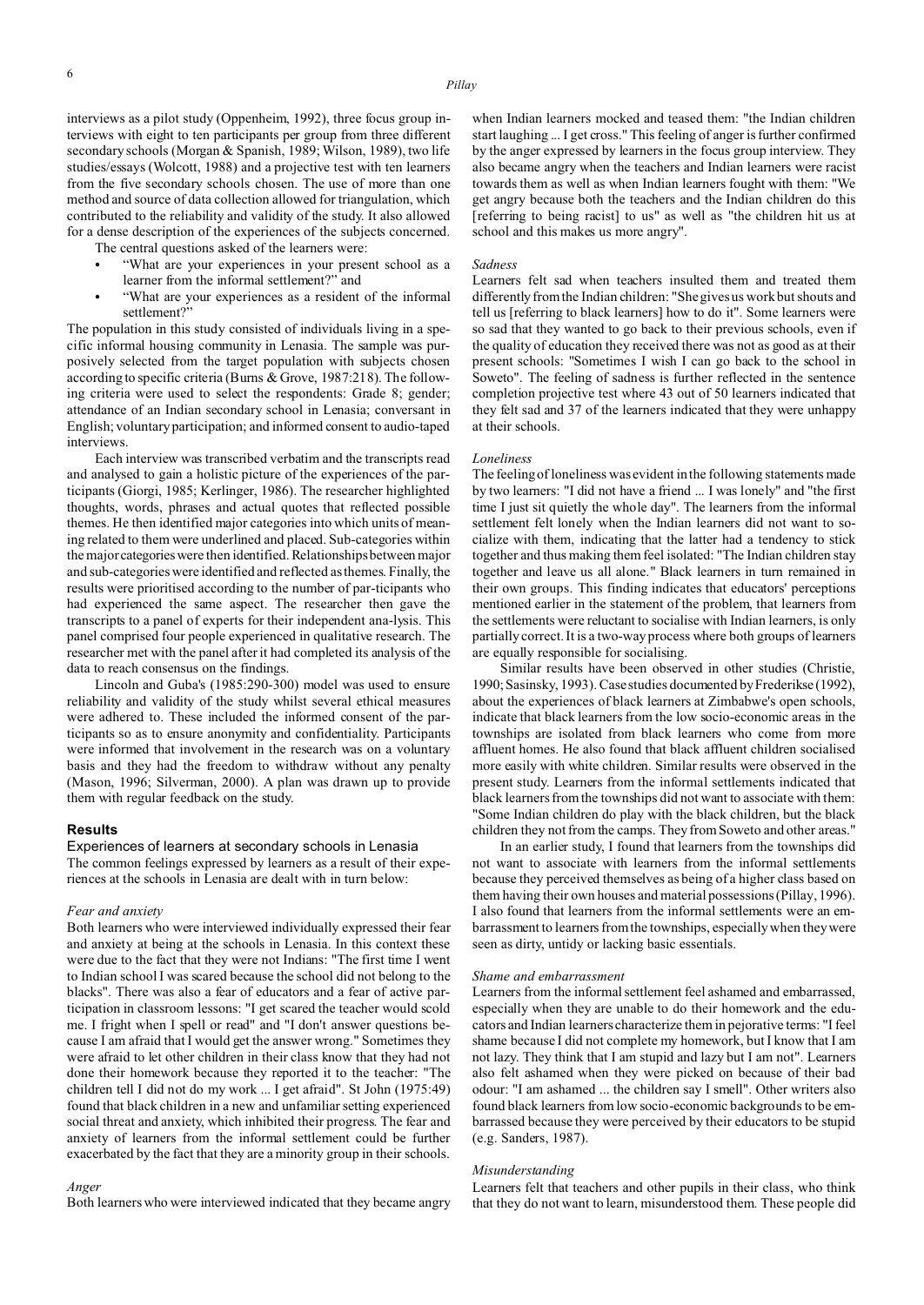interviews as a pilot study (Oppenheim, 1992), three focus group interviews with eight to ten participants per group from three different secondary schools (Morgan & Spanish, 1989; Wilson, 1989), two life studies/essays (Wolcott, 1988) and a projective test with ten learners from the five secondary schools chosen. The use of more than one method and source of data collection allowed for triangulation, which contributed to the reliability and validity of the study. It also allowed for a dense description of the experiences of the subjects concerned.

The central questions asked of the learners were:

- "What are your experiences in your present school as a learner from the informal settlement?" and
- "What are your experiences as a resident of the informal settlement?"

The population in this study consisted of individuals living in a specific informal housing community in Lenasia. The sample was purposively selected from the target population with subjects chosen according to specific criteria (Burns & Grove, 1987:218). The following criteria were used to select the respondents: Grade 8; gender; attendance of an Indian secondary school in Lenasia; conversant in English; voluntary participation; and informed consent to audio-taped interviews.

Each interview was transcribed verbatim and the transcripts read and analysed to gain a holistic picture of the experiences of the participants (Giorgi, 1985; Kerlinger, 1986). The researcher highlighted thoughts, words, phrases and actual quotes that reflected possible themes. He then identified major categories into which units of meaning related to them were underlined and placed. Sub-categories within the major categories were then identified. Relationships between major and sub-categories were identified and reflected as themes. Finally, the results were prioritised according to the number of par-ticipants who had experienced the same aspect. The researcher then gave the transcripts to a panel of experts for their independent ana-lysis. This panel comprised four people experienced in qualitative research. The researcher met with the panel after it had completed its analysis of the data to reach consensus on the findings.

Lincoln and Guba's (1985:290-300) model was used to ensure reliability and validity of the study whilst several ethical measures were adhered to. These included the informed consent of the participants so as to ensure anonymity and confidentiality. Participants were informed that involvement in the research was on a voluntary basis and they had the freedom to withdraw without any penalty (Mason, 1996; Silverman, 2000). A plan was drawn up to provide them with regular feedback on the study.

## Results

### Experiences of learners at secondary schools in Lenasia

The common feelings expressed by learners as a result of their experiences at the schools in Lenasia are dealt with in turn below:

#### *Fear and anxiety*

Both learners who were interviewed individually expressed their fear and anxiety at being at the schools in Lenasia. In this context these were due to the fact that they were not Indians: "The first time I went to Indian school I was scared because the school did not belong to the blacks". There was also a fear of educators and a fear of active participation in classroom lessons: "I get scared the teacher would scold me. I fright when I spell or read" and "I don't answer questions because I am afraid that I would get the answer wrong." Sometimes they were afraid to let other children in their class know that they had not done their homework because they reported it to the teacher: "The children tell I did not do my work ... I get afraid". St John (1975:49) found that black children in a new and unfamiliar setting experienced social threat and anxiety, which inhibited their progress. The fear and anxiety of learners from the informal settlement could be further exacerbated by the fact that they are a minority group in their schools.

#### *Anger*

Both learners who were interviewed indicated that they became angry when Indian learners mocked and teased them: "the Indian children start laughing ... I get cross." This feeling of anger is further confirmed by the anger expressed by learners in the focus group interview. They also became angry when the teachers and Indian learners were racist towards them as well as when Indian learners fought with them: "We get angry because both the teachers and the Indian children do this [referring to being racist] to us" as well as "the children hit us at school and this makes us more angry".

#### *Sadness*

Learners felt sad when teachers insulted them and treated them differently from the Indian children: "She gives us work but shouts and tell us [referring to black learners] how to do it". Some learners were so sad that they wanted to go back to their previous schools, even if the quality of education they received there was not as good as at their present schools: "Sometimes I wish I can go back to the school in Soweto". The feeling of sadness is further reflected in the sentence completion projective test where 43 out of 50 learners indicated that they felt sad and 37 of the learners indicated that they were unhappy at their schools.

#### *Loneliness*

The feeling of loneliness was evident in the following statements made by two learners: "I did not have a friend ... I was lonely" and "the first time I just sit quietly the whole day". The learners from the informal settlement felt lonely when the Indian learners did not want to socialize with them, indicating that the latter had a tendency to stick together and thus making them feel isolated: "The Indian children stay together and leave us all alone." Black learners in turn remained in their own groups. This finding indicates that educators' perceptions mentioned earlier in the statement of the problem, that learners from the settlements were reluctant to socialise with Indian learners, is only partially correct. It is a two-way process where both groups of learners are equally responsible for socialising.

Similar results have been observed in other studies (Christie, 1990; Sasinsky, 1993). Case studies documented by Frederikse (1992), about the experiences of black learners at Zimbabwe's open schools, indicate that black learners from the low socio-economic areas in the townships are isolated from black learners who come from more affluent homes. He also found that black affluent children socialised more easily with white children. Similar results were observed in the present study. Learners from the informal settlements indicated that black learners from the townships did not want to associate with them: "Some Indian children do play with the black children, but the black children they not from the camps. They from Soweto and other areas."

In an earlier study, I found that learners from the townships did not want to associate with learners from the informal settlements because they perceived themselves as being of a higher class based on them having their own houses and material possessions (Pillay, 1996). I also found that learners from the informal settlements were an embarrassment to learners from the townships, especially when they were seen as dirty, untidy or lacking basic essentials.

#### *Shame and embarrassment*

Learners from the informal settlement feel ashamed and embarrassed, especially when they are unable to do their homework and the educators and Indian learners characterize them in pejorative terms: "I feel shame because I did not complete my homework, but I know that I am not lazy. They think that I am stupid and lazy but I am not". Learners also felt ashamed when they were picked on because of their bad odour: "I am ashamed ... the children say I smell". Other writers also found black learners from low socio-economic backgrounds to be embarrassed because they were perceived by their educators to be stupid (e.g. Sanders, 1987).

#### *Misunderstanding*

Learners felt that teachers and other pupils in their class, who think that they do not want to learn, misunderstood them. These people did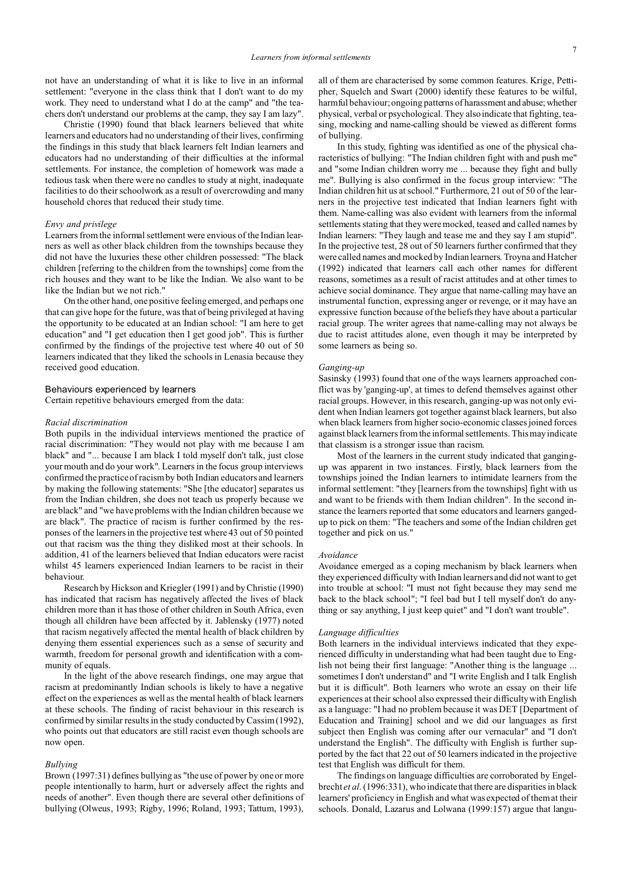not have an understanding of what it is like to live in an informal settlement: "everyone in the class think that I don't want to do my work. They need to understand what I do at the camp" and "the teachers don't understand our problems at the camp, they say I am lazy".

Christie (1990) found that black learners believed that white learners and educators had no understanding of their lives, confirming the findings in this study that black learners felt Indian learners and educators had no understanding of their difficulties at the informal settlements. For instance, the completion of homework was made a tedious task when there were no candles to study at night, inadequate facilities to do their schoolwork as a result of overcrowding and many household chores that reduced their study time.

*Envy and privilege*

Learners from the informal settlement were envious of the Indian learners as well as other black children from the townships because they did not have the luxuries these other children possessed: "The black children [referring to the children from the townships] come from the rich houses and they want to be like the Indian. We also want to be like the Indian but we not rich."

On the other hand, one positive feeling emerged, and perhaps one that can give hope for the future, was that of being privileged at having the opportunity to be educated at an Indian school: "I am here to get education" and "I get education then I get good job". This is further confirmed by the findings of the projective test where 40 out of 50 learners indicated that they liked the schools in Lenasia because they received good education.

## Behaviours experienced by learners

Certain repetitive behaviours emerged from the data:

*Racial discrimination*

Both pupils in the individual interviews mentioned the practice of racial discrimination: "They would not play with me because I am black" and "... because I am black I told myself don't talk, just close your mouth and do your work". Learners in the focus group interviews confirmed the practice of racism by both Indian educators and learners by making the following statements: "She [the educator] separates us from the Indian children, she does not teach us properly because we are black" and "we have problems with the Indian children because we are black". The practice of racism is further confirmed by the responses of the learners in the projective test where 43 out of 50 pointed out that racism was the thing they disliked most at their schools. In addition, 41 of the learners believed that Indian educators were racist whilst 45 learners experienced Indian learners to be racist in their behaviour.

Research by Hickson and Kriegler (1991) and by Christie (1990) has indicated that racism has negatively affected the lives of black children more than it has those of other children in South Africa, even though all children have been affected by it. Jablensky (1977) noted that racism negatively affected the mental health of black children by denying them essential experiences such as a sense of security and warmth, freedom for personal growth and identification with a community of equals.

In the light of the above research findings, one may argue that racism at predominantly Indian schools is likely to have a negative effect on the experiences as well as the mental health of black learners at these schools. The finding of racist behaviour in this research is confirmed by similar results in the study conducted by Cassim (1992), who points out that educators are still racist even though schools are now open.

*Bullying*

Brown (1997:31) defines bullying as "the use of power by one or more people intentionally to harm, hurt or adversely affect the rights and needs of another". Even though there are several other definitions of bullying (Olweus, 1993; Rigby, 1996; Roland, 1993; Tattum, 1993), all of them are characterised by some common features. Krige, Pettipher, Squelch and Swart (2000) identify these features to be wilful, harmful behaviour; ongoing patterns of harassment and abuse; whether physical, verbal or psychological. They also indicate that fighting, teasing, mocking and name-calling should be viewed as different forms of bullying.

In this study, fighting was identified as one of the physical characteristics of bullying: "The Indian children fight with and push me" and "some Indian children worry me ... because they fight and bully me". Bullying is also confirmed in the focus group interview: "The Indian children hit us at school." Furthermore, 21 out of 50 of the learners in the projective test indicated that Indian learners fight with them. Name-calling was also evident with learners from the informal settlements stating that they were mocked, teased and called names by Indian learners: "They laugh and tease me and they say I am stupid". In the projective test, 28 out of 50 learners further confirmed that they were called names and mocked by Indian learners. Troyna and Hatcher (1992) indicated that learners call each other names for different reasons, sometimes as a result of racist attitudes and at other times to achieve social dominance. They argue that name-calling may have an instrumental function, expressing anger or revenge, or it may have an expressive function because of the beliefs they have about a particular racial group. The writer agrees that name-calling may not always be due to racist attitudes alone, even though it may be interpreted by some learners as being so.

*Ganging-up*

Sasinsky (1993) found that one of the ways learners approached conflict was by 'ganging-up', at times to defend themselves against other racial groups. However, in this research, ganging-up was not only evident when Indian learners got together against black learners, but also when black learners from higher socio-economic classes joined forces against black learners from the informal settlements. This may indicate that classism is a stronger issue than racism.

Most of the learners in the current study indicated that ganging-up was apparent in two instances. Firstly, black learners from the townships joined the Indian learners to intimidate learners from the informal settlement: "they [learners from the townships] fight with us and want to be friends with them Indian children". In the second instance the learners reported that some educators and learners ganged-up to pick on them: "The teachers and some of the Indian children get together and pick on us."

*Avoidance*

Avoidance emerged as a coping mechanism by black learners when they experienced difficulty with Indian learners and did not want to get into trouble at school: "I must not fight because they may send me back to the black school"; "I feel bad but I tell myself don't do anything or say anything, I just keep quiet" and "I don't want trouble".

*Language difficulties*

Both learners in the individual interviews indicated that they experienced difficulty in understanding what had been taught due to English not being their first language: "Another thing is the language ... sometimes I don't understand" and "I write English and I talk English but it is difficult". Both learners who wrote an essay on their life experiences at their school also expressed their difficulty with English as a language: "I had no problem because it was DET [Department of Education and Training] school and we did our languages as first subject then English was coming after our vernacular" and "I don't understand the English". The difficulty with English is further supported by the fact that 22 out of 50 learners indicated in the projective test that English was difficult for them.

The findings on language difficulties are corroborated by Engelbrecht *et al*. (1996:331), who indicate that there are disparities in black learners' proficiency in English and what was expected of them at their schools. Donald, Lazarus and Lolwana (1999:157) argue that langu-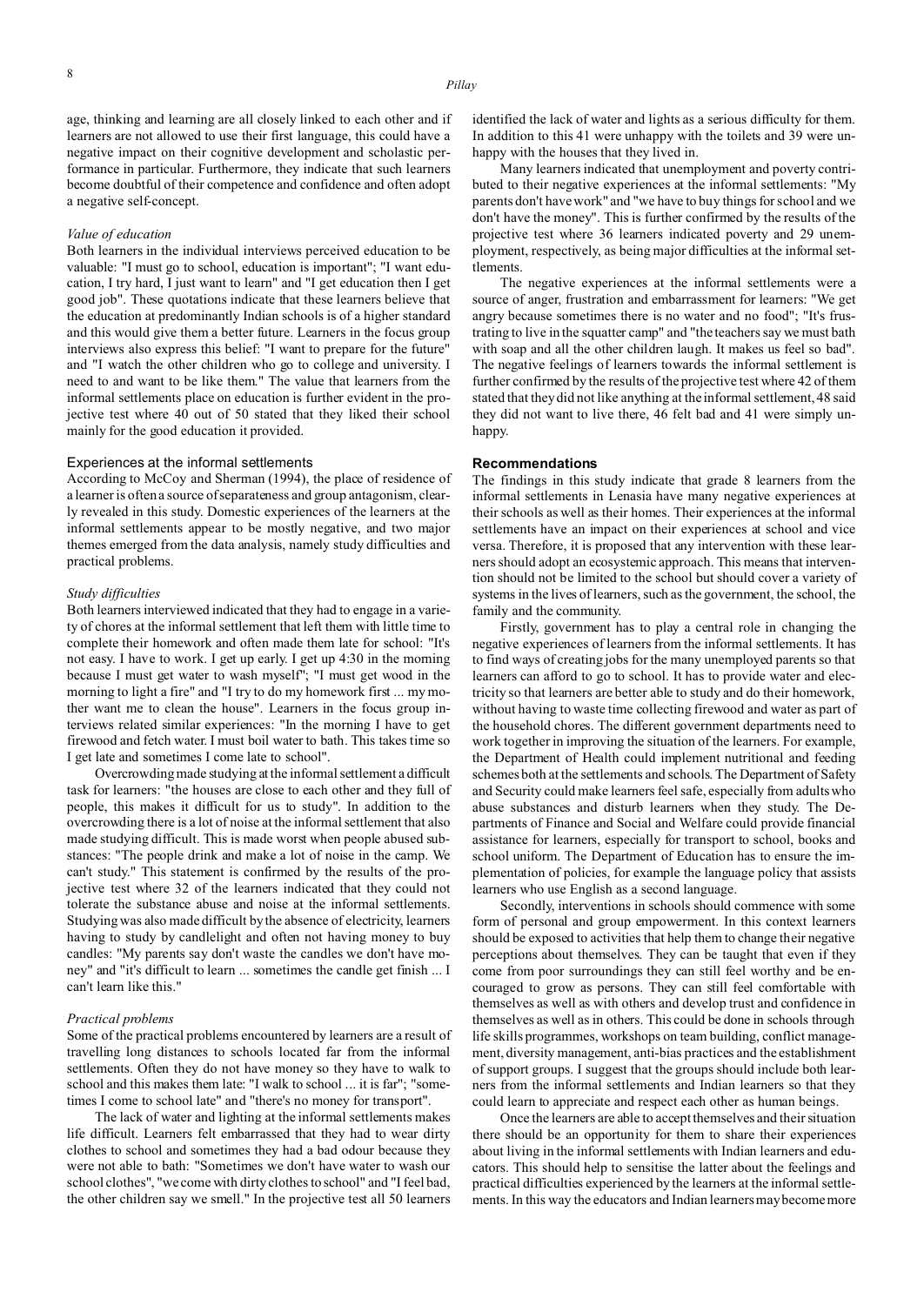age, thinking and learning are all closely linked to each other and if learners are not allowed to use their first language, this could have a negative impact on their cognitive development and scholastic performance in particular. Furthermore, they indicate that such learners become doubtful of their competence and confidence and often adopt a negative self-concept.

#### *Value of education*

Both learners in the individual interviews perceived education to be valuable: "I must go to school, education is important"; "I want education, I try hard, I just want to learn" and "I get education then I get good job". These quotations indicate that these learners believe that the education at predominantly Indian schools is of a higher standard and this would give them a better future. Learners in the focus group interviews also express this belief: "I want to prepare for the future" and "I watch the other children who go to college and university. I need to and want to be like them." The value that learners from the informal settlements place on education is further evident in the projective test where 40 out of 50 stated that they liked their school mainly for the good education it provided.

### Experiences at the informal settlements

According to McCoy and Sherman (1994), the place of residence of a learner is often a source of separateness and group antagonism, clearly revealed in this study. Domestic experiences of the learners at the informal settlements appear to be mostly negative, and two major themes emerged from the data analysis, namely study difficulties and practical problems.

#### *Study difficulties*

Both learners interviewed indicated that they had to engage in a variety of chores at the informal settlement that left them with little time to complete their homework and often made them late for school: "It's not easy. I have to work. I get up early. I get up 4:30 in the morning because I must get water to wash myself"; "I must get wood in the morning to light a fire" and "I try to do my homework first ... my mother want me to clean the house". Learners in the focus group interviews related similar experiences: "In the morning I have to get firewood and fetch water. I must boil water to bath. This takes time so I get late and sometimes I come late to school".

Overcrowding made studying at the informal settlement a difficult task for learners: "the houses are close to each other and they full of people, this makes it difficult for us to study". In addition to the overcrowding there is a lot of noise at the informal settlement that also made studying difficult. This is made worst when people abused substances: "The people drink and make a lot of noise in the camp. We can't study." This statement is confirmed by the results of the projective test where 32 of the learners indicated that they could not tolerate the substance abuse and noise at the informal settlements. Studying was also made difficult by the absence of electricity, learners having to study by candlelight and often not having money to buy candles: "My parents say don't waste the candles we don't have money" and "it's difficult to learn ... sometimes the candle get finish ... I can't learn like this."

#### *Practical problems*

Some of the practical problems encountered by learners are a result of travelling long distances to schools located far from the informal settlements. Often they do not have money so they have to walk to school and this makes them late: "I walk to school ... it is far"; "sometimes I come to school late" and "there's no money for transport".

The lack of water and lighting at the informal settlements makes life difficult. Learners felt embarrassed that they had to wear dirty clothes to school and sometimes they had a bad odour because they were not able to bath: "Sometimes we don't have water to wash our school clothes", "we come with dirty clothes to school" and "I feel bad, the other children say we smell." In the projective test all 50 learners identified the lack of water and lights as a serious difficulty for them. In addition to this 41 were unhappy with the toilets and 39 were unhappy with the houses that they lived in.

Many learners indicated that unemployment and poverty contributed to their negative experiences at the informal settlements: "My parents don't have work" and "we have to buy things for school and we don't have the money". This is further confirmed by the results of the projective test where 36 learners indicated poverty and 29 unemployment, respectively, as being major difficulties at the informal settlements.

The negative experiences at the informal settlements were a source of anger, frustration and embarrassment for learners: "We get angry because sometimes there is no water and no food"; "It's frustrating to live in the squatter camp" and "the teachers say we must bath with soap and all the other children laugh. It makes us feel so bad". The negative feelings of learners towards the informal settlement is further confirmed by the results of the projective test where 42 of them stated that they did not like anything at the informal settlement, 48 said they did not want to live there, 46 felt bad and 41 were simply unhappy.

## Recommendations

The findings in this study indicate that grade 8 learners from the informal settlements in Lenasia have many negative experiences at their schools as well as their homes. Their experiences at the informal settlements have an impact on their experiences at school and vice versa. Therefore, it is proposed that any intervention with these learners should adopt an ecosystemic approach. This means that intervention should not be limited to the school but should cover a variety of systems in the lives of learners, such as the government, the school, the family and the community.

Firstly, government has to play a central role in changing the negative experiences of learners from the informal settlements. It has to find ways of creating jobs for the many unemployed parents so that learners can afford to go to school. It has to provide water and electricity so that learners are better able to study and do their homework, without having to waste time collecting firewood and water as part of the household chores. The different government departments need to work together in improving the situation of the learners. For example, the Department of Health could implement nutritional and feeding schemes both at the settlements and schools. The Department of Safety and Security could make learners feel safe, especially from adults who abuse substances and disturb learners when they study. The Departments of Finance and Social and Welfare could provide financial assistance for learners, especially for transport to school, books and school uniform. The Department of Education has to ensure the implementation of policies, for example the language policy that assists learners who use English as a second language.

Secondly, interventions in schools should commence with some form of personal and group empowerment. In this context learners should be exposed to activities that help them to change their negative perceptions about themselves. They can be taught that even if they come from poor surroundings they can still feel worthy and be encouraged to grow as persons. They can still feel comfortable with themselves as well as with others and develop trust and confidence in themselves as well as in others. This could be done in schools through life skills programmes, workshops on team building, conflict management, diversity management, anti-bias practices and the establishment of support groups. I suggest that the groups should include both learners from the informal settlements and Indian learners so that they could learn to appreciate and respect each other as human beings.

Once the learners are able to accept themselves and their situation there should be an opportunity for them to share their experiences about living in the informal settlements with Indian learners and educators. This should help to sensitise the latter about the feelings and practical difficulties experienced by the learners at the informal settlements. In this way the educators and Indian learners may become more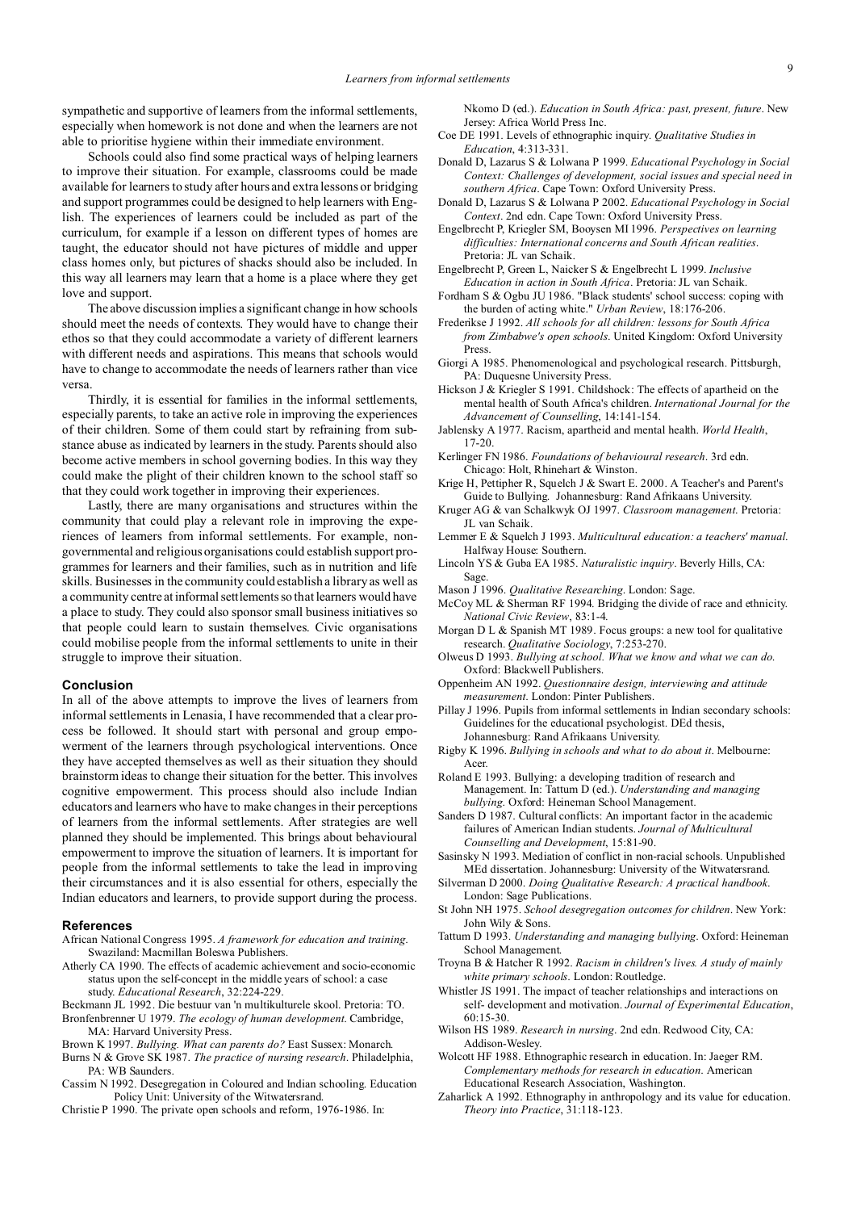sympathetic and supportive of learners from the informal settlements, especially when homework is not done and when the learners are not able to prioritise hygiene within their immediate environment.

Schools could also find some practical ways of helping learners to improve their situation. For example, classrooms could be made available for learners to study after hours and extra lessons or bridging and support programmes could be designed to help learners with English. The experiences of learners could be included as part of the curriculum, for example if a lesson on different types of homes are taught, the educator should not have pictures of middle and upper class homes only, but pictures of shacks should also be included. In this way all learners may learn that a home is a place where they get love and support.

The above discussion implies a significant change in how schools should meet the needs of contexts. They would have to change their ethos so that they could accommodate a variety of different learners with different needs and aspirations. This means that schools would have to change to accommodate the needs of learners rather than vice versa.

Thirdly, it is essential for families in the informal settlements, especially parents, to take an active role in improving the experiences of their children. Some of them could start by refraining from substance abuse as indicated by learners in the study. Parents should also become active members in school governing bodies. In this way they could make the plight of their children known to the school staff so that they could work together in improving their experiences.

Lastly, there are many organisations and structures within the community that could play a relevant role in improving the experiences of learners from informal settlements. For example, non-governmental and religious organisations could establish support programmes for learners and their families, such as in nutrition and life skills. Businesses in the community could establish a library as well as a community centre at informal settlements so that learners would have a place to study. They could also sponsor small business initiatives so that people could learn to sustain themselves. Civic organisations could mobilise people from the informal settlements to unite in their struggle to improve their situation.

## Conclusion

In all of the above attempts to improve the lives of learners from informal settlements in Lenasia, I have recommended that a clear process be followed. It should start with personal and group empowerment of the learners through psychological interventions. Once they have accepted themselves as well as their situation they should brainstorm ideas to change their situation for the better. This involves cognitive empowerment. This process should also include Indian educators and learners who have to make changes in their perceptions of learners from the informal settlements. After strategies are well planned they should be implemented. This brings about behavioural empowerment to improve the situation of learners. It is important for people from the informal settlements to take the lead in improving their circumstances and it is also essential for others, especially the Indian educators and learners, to provide support during the process.

## References

African National Congress 1995. *A framework for education and training*. Swaziland: Macmillan Boleswa Publishers.

Atherly CA 1990. The effects of academic achievement and socio-economic status upon the self-concept in the middle years of school: a case study. *Educational Research*, 32:224-229.

Beckmann JL 1992. Die bestuur van 'n multikulturele skool. Pretoria: TO.

Bronfenbrenner U 1979. *The ecology of human development*. Cambridge, MA: Harvard University Press.

Brown K 1997. *Bullying. What can parents do?* East Sussex: Monarch.

Burns N & Grove SK 1987. *The practice of nursing research*. Philadelphia, PA: WB Saunders.

Cassim N 1992. Desegregation in Coloured and Indian schooling. Education Policy Unit: University of the Witwatersrand.

Christie P 1990. The private open schools and reform, 1976-1986. In: Nkomo D (ed.). *Education in South Africa: past, present, future*. New Jersey: Africa World Press Inc.

Coe DE 1991. Levels of ethnographic inquiry. *Qualitative Studies in Education*, 4:313-331.

Donald D, Lazarus S & Lolwana P 1999. *Educational Psychology in Social Context: Challenges of development, social issues and special need in southern Africa*. Cape Town: Oxford University Press.

Donald D, Lazarus S & Lolwana P 2002. *Educational Psychology in Social Context*. 2nd edn. Cape Town: Oxford University Press.

Engelbrecht P, Kriegler SM, Booysen MI 1996. *Perspectives on learning difficulties: International concerns and South African realities*. Pretoria: JL van Schaik.

Engelbrecht P, Green L, Naicker S & Engelbrecht L 1999. *Inclusive Education in action in South Africa*. Pretoria: JL van Schaik.

Fordham S & Ogbu JU 1986. "Black students' school success: coping with the burden of acting white." *Urban Review*, 18:176-206.

Frederikse J 1992. *All schools for all children: lessons for South Africa from Zimbabwe's open schools*. United Kingdom: Oxford University Press.

Giorgi A 1985. Phenomenological and psychological research. Pittsburgh, PA: Duquesne University Press.

Hickson J & Kriegler S 1991. Childshock: The effects of apartheid on the mental health of South Africa's children. *International Journal for the Advancement of Counselling*, 14:141-154.

Jablensky A 1977. Racism, apartheid and mental health. *World Health*, 17-20.

Kerlinger FN 1986. *Foundations of behavioural research*. 3rd edn. Chicago: Holt, Rhinehart & Winston.

Krige H, Pettipher R, Squelch J & Swart E. 2000. A Teacher's and Parent's Guide to Bullying. Johannesburg: Rand Afrikaans University.

Kruger AG & van Schalkwyk OJ 1997. *Classroom management*. Pretoria: JL van Schaik.

Lemmer E & Squelch J 1993. *Multicultural education: a teachers' manual*. Halfway House: Southern.

Lincoln YS & Guba EA 1985. *Naturalistic inquiry*. Beverly Hills, CA: Sage.

Mason J 1996. *Qualitative Researching*. London: Sage.

McCoy ML & Sherman RF 1994. Bridging the divide of race and ethnicity. *National Civic Review*, 83:1-4.

Morgan D L & Spanish MT 1989. Focus groups: a new tool for qualitative research. *Qualitative Sociology*, 7:253-270.

Olweus D 1993. *Bullying at school. What we know and what we can do.* Oxford: Blackwell Publishers.

Oppenheim AN 1992. *Questionnaire design, interviewing and attitude measurement*. London: Pinter Publishers.

Pillay J 1996. Pupils from informal settlements in Indian secondary schools: Guidelines for the educational psychologist. DEd thesis, Johannesburg: Rand Afrikaans University.

Rigby K 1996. *Bullying in schools and what to do about it*. Melbourne: Acer.

Roland E 1993. Bullying: a developing tradition of research and Management. In: Tattum D (ed.). *Understanding and managing bullying*. Oxford: Heineman School Management.

Sanders D 1987. Cultural conflicts: An important factor in the academic failures of American Indian students. *Journal of Multicultural Counselling and Development*, 15:81-90.

Sasinsky N 1993. Mediation of conflict in non-racial schools. Unpublished MEd dissertation. Johannesburg: University of the Witwatersrand.

Silverman D 2000. *Doing Qualitative Research: A practical handbook*. London: Sage Publications.

St John NH 1975. *School desegregation outcomes for children*. New York: John Wily & Sons.

Tattum D 1993. *Understanding and managing bullying*. Oxford: Heineman School Management.

Troyna B & Hatcher R 1992. *Racism in children's lives. A study of mainly white primary schools*. London: Routledge.

Whistler JS 1991. The impact of teacher relationships and interactions on self- development and motivation. *Journal of Experimental Education*, 60:15-30.

Wilson HS 1989. *Research in nursing*. 2nd edn. Redwood City, CA: Addison-Wesley.

Wolcott HF 1988. Ethnographic research in education. In: Jaeger RM. *Complementary methods for research in education*. American Educational Research Association, Washington.

Zaharlick A 1992. Ethnography in anthropology and its value for education. *Theory into Practice*, 31:118-123.